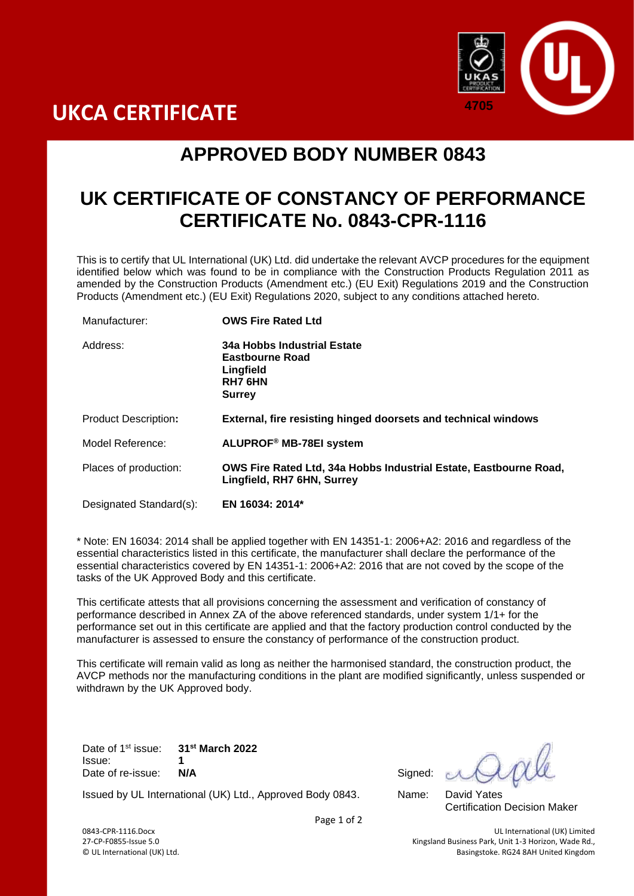# UKCA CERTIFICATE

4705

## APPROVED BODY NUMBER 0843

## UK CERTIFICATE OF CONSTANCY OF PERFORMANCE CERTIFICATE No. 0843-CPR-1116

This is to certify that UL International (UK) Ltd. did undertake the relevant AVCP procedures for the equipment identified below which was found to be in compliance with the Construction Products Regulation 2011 as amended by the Construction Products (Amendment etc.) (EU Exit) Regulations 2019 and the Construction Products (Amendment etc.) (EU Exit) Regulations 2020, subject to any conditions attached hereto.

| | |
|---|---|
| Manufacturer: | **OWS Fire Rated Ltd** |
| Address: | **34a Hobbs Industrial Estate**<br>**Eastbourne Road**<br>**Lingfield**<br>**RH7 6HN**<br>**Surrey** |
| Product Description**:** | **External, fire resisting hinged doorsets and technical windows** |
| Model Reference: | **ALUPROF® MB-78EI system** |
| Places of production: | **OWS Fire Rated Ltd, 34a Hobbs Industrial Estate, Eastbourne Road, Lingfield, RH7 6HN, Surrey** |
| Designated Standard(s): | **EN 16034: 2014*** |

* Note: EN 16034: 2014 shall be applied together with EN 14351-1: 2006+A2: 2016 and regardless of the essential characteristics listed in this certificate, the manufacturer shall declare the performance of the essential characteristics covered by EN 14351-1: 2006+A2: 2016 that are not coved by the scope of the tasks of the UK Approved Body and this certificate.

This certificate attests that all provisions concerning the assessment and verification of constancy of performance described in Annex ZA of the above referenced standards, under system 1/1+ for the performance set out in this certificate are applied and that the factory production control conducted by the manufacturer is assessed to ensure the constancy of performance of the construction product.

This certificate will remain valid as long as neither the harmonised standard, the construction product, the AVCP methods nor the manufacturing conditions in the plant are modified significantly, unless suspended or withdrawn by the UK Approved body.

Date of 1st issue: **31st March 2022**
Issue: **1**
Date of re-issue: **N/A**

Signed:

Name: David Yates
Certification Decision Maker

Issued by UL International (UK) Ltd., Approved Body 0843.

0843-CPR-1116.Docx
27-CP-F0855-Issue 5.0
© UL International (UK) Ltd.

UL International (UK) Limited
Kingsland Business Park, Unit 1-3 Horizon, Wade Rd.,
Basingstoke. RG24 8AH United Kingdom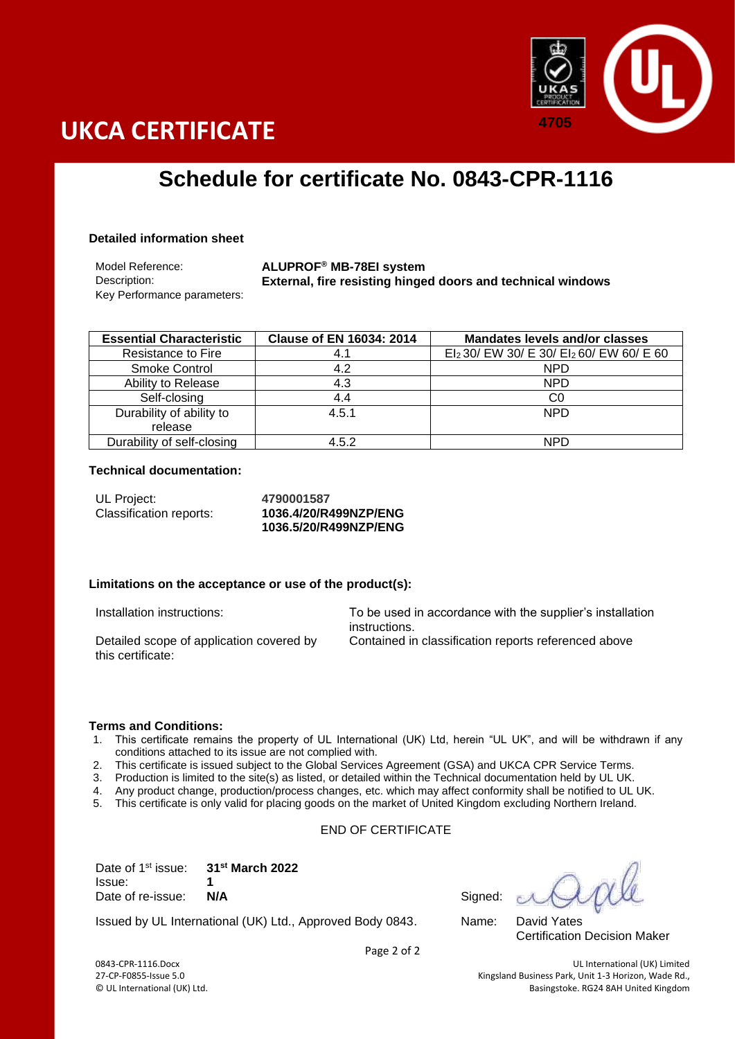# UKCA CERTIFICATE

4705

## Schedule for certificate No. 0843-CPR-1116

**Detailed information sheet**

| | |
|---|---|
| Model Reference: | **ALUPROF® MB-78EI system** |
| Description: | **External, fire resisting hinged doors and technical windows** |
| Key Performance parameters: | |

| Essential Characteristic | Clause of EN 16034: 2014 | Mandates levels and/or classes |
|---|---|---|
| Resistance to Fire | 4.1 | $EI_2$ 30/ EW 30/ E 30/ $EI_2$ 60/ EW 60/ E 60 |
| Smoke Control | 4.2 | NPD |
| Ability to Release | 4.3 | NPD |
| Self-closing | 4.4 | C0 |
| Durability of ability to release | 4.5.1 | NPD |
| Durability of self-closing | 4.5.2 | NPD |

**Technical documentation:**

| | |
|---|---|
| UL Project: | **4790001587** |
| Classification reports: | **1036.4/20/R499NZP/ENG** **1036.5/20/R499NZP/ENG** |

**Limitations on the acceptance or use of the product(s):**

| | |
|---|---|
| Installation instructions: | To be used in accordance with the supplier's installation instructions. |
| Detailed scope of application covered by this certificate: | Contained in classification reports referenced above |

**Terms and Conditions:**

1. This certificate remains the property of UL International (UK) Ltd, herein "UL UK", and will be withdrawn if any conditions attached to its issue are not complied with.
2. This certificate is issued subject to the Global Services Agreement (GSA) and UKCA CPR Service Terms.
3. Production is limited to the site(s) as listed, or detailed within the Technical documentation held by UL UK.
4. Any product change, production/process changes, etc. which may affect conformity shall be notified to UL UK.
5. This certificate is only valid for placing goods on the market of United Kingdom excluding Northern Ireland.

END OF CERTIFICATE

Date of 1st issue: **31st March 2022**
Issue: **1**
Date of re-issue: **N/A**

Signed:

Issued by UL International (UK) Ltd., Approved Body 0843.

Name: David Yates
Certification Decision Maker

0843-CPR-1116.Docx
27-CP-F0855-Issue 5.0
© UL International (UK) Ltd.

UL International (UK) Limited
Kingsland Business Park, Unit 1-3 Horizon, Wade Rd.,
Basingstoke. RG24 8AH United Kingdom